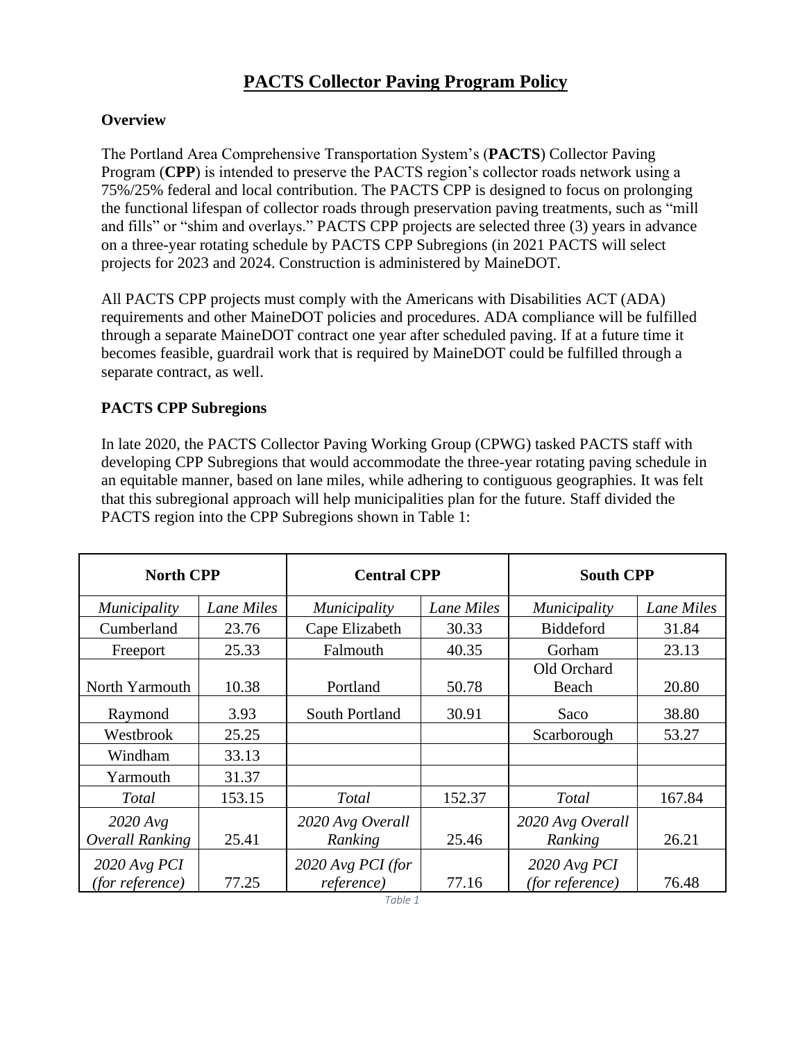// PACTS Collector Paving Program Policy — page 1 transcription
# PACTS Collector Paving Program Policy

## Overview

The Portland Area Comprehensive Transportation System's (**PACTS**) Collector Paving Program (**CPP**) is intended to preserve the PACTS region's collector roads network using a 75%/25% federal and local contribution. The PACTS CPP is designed to focus on prolonging the functional lifespan of collector roads through preservation paving treatments, such as "mill and fills" or "shim and overlays." PACTS CPP projects are selected three (3) years in advance on a three-year rotating schedule by PACTS CPP Subregions (in 2021 PACTS will select projects for 2023 and 2024. Construction is administered by MaineDOT.

All PACTS CPP projects must comply with the Americans with Disabilities ACT (ADA) requirements and other MaineDOT policies and procedures. ADA compliance will be fulfilled through a separate MaineDOT contract one year after scheduled paving. If at a future time it becomes feasible, guardrail work that is required by MaineDOT could be fulfilled through a separate contract, as well.

## PACTS CPP Subregions

In late 2020, the PACTS Collector Paving Working Group (CPWG) tasked PACTS staff with developing CPP Subregions that would accommodate the three-year rotating paving schedule in an equitable manner, based on lane miles, while adhering to contiguous geographies. It was felt that this subregional approach will help municipalities plan for the future. Staff divided the PACTS region into the CPP Subregions shown in Table 1:

| **North CPP** | | **Central CPP** | | **South CPP** | |
|---|---|---|---|---|---|
| *Municipality* | *Lane Miles* | *Municipality* | *Lane Miles* | *Municipality* | *Lane Miles* |
| Cumberland | 23.76 | Cape Elizabeth | 30.33 | Biddeford | 31.84 |
| Freeport | 25.33 | Falmouth | 40.35 | Gorham | 23.13 |
| North Yarmouth | 10.38 | Portland | 50.78 | Old Orchard Beach | 20.80 |
| Raymond | 3.93 | South Portland | 30.91 | Saco | 38.80 |
| Westbrook | 25.25 | | | Scarborough | 53.27 |
| Windham | 33.13 | | | | |
| Yarmouth | 31.37 | | | | |
| *Total* | 153.15 | *Total* | 152.37 | *Total* | 167.84 |
| *2020 Avg Overall Ranking* | 25.41 | *2020 Avg Overall Ranking* | 25.46 | *2020 Avg Overall Ranking* | 26.21 |
| *2020 Avg PCI (for reference)* | 77.25 | *2020 Avg PCI (for reference)* | 77.16 | *2020 Avg PCI (for reference)* | 76.48 |

Table 1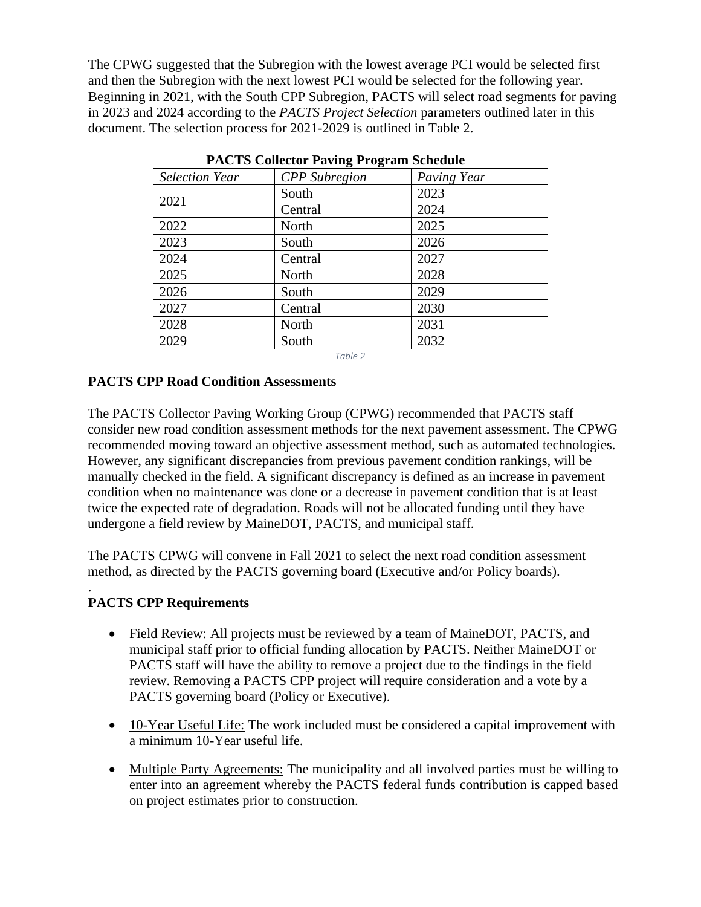The CPWG suggested that the Subregion with the lowest average PCI would be selected first and then the Subregion with the next lowest PCI would be selected for the following year. Beginning in 2021, with the South CPP Subregion, PACTS will select road segments for paving in 2023 and 2024 according to the *PACTS Project Selection* parameters outlined later in this document. The selection process for 2021-2029 is outlined in Table 2.

| **PACTS Collector Paving Program Schedule** | | |
|---|---|---|
| *Selection Year* | *CPP Subregion* | *Paving Year* |
| 2021 | South | 2023 |
| | Central | 2024 |
| 2022 | North | 2025 |
| 2023 | South | 2026 |
| 2024 | Central | 2027 |
| 2025 | North | 2028 |
| 2026 | South | 2029 |
| 2027 | Central | 2030 |
| 2028 | North | 2031 |
| 2029 | South | 2032 |

Table 2

## PACTS CPP Road Condition Assessments

The PACTS Collector Paving Working Group (CPWG) recommended that PACTS staff consider new road condition assessment methods for the next pavement assessment. The CPWG recommended moving toward an objective assessment method, such as automated technologies. However, any significant discrepancies from previous pavement condition rankings, will be manually checked in the field. A significant discrepancy is defined as an increase in pavement condition when no maintenance was done or a decrease in pavement condition that is at least twice the expected rate of degradation. Roads will not be allocated funding until they have undergone a field review by MaineDOT, PACTS, and municipal staff.

The PACTS CPWG will convene in Fall 2021 to select the next road condition assessment method, as directed by the PACTS governing board (Executive and/or Policy boards).

.

## PACTS CPP Requirements

- Field Review: All projects must be reviewed by a team of MaineDOT, PACTS, and municipal staff prior to official funding allocation by PACTS. Neither MaineDOT or PACTS staff will have the ability to remove a project due to the findings in the field review. Removing a PACTS CPP project will require consideration and a vote by a PACTS governing board (Policy or Executive).

- 10-Year Useful Life: The work included must be considered a capital improvement with a minimum 10-Year useful life.

- Multiple Party Agreements: The municipality and all involved parties must be willing to enter into an agreement whereby the PACTS federal funds contribution is capped based on project estimates prior to construction.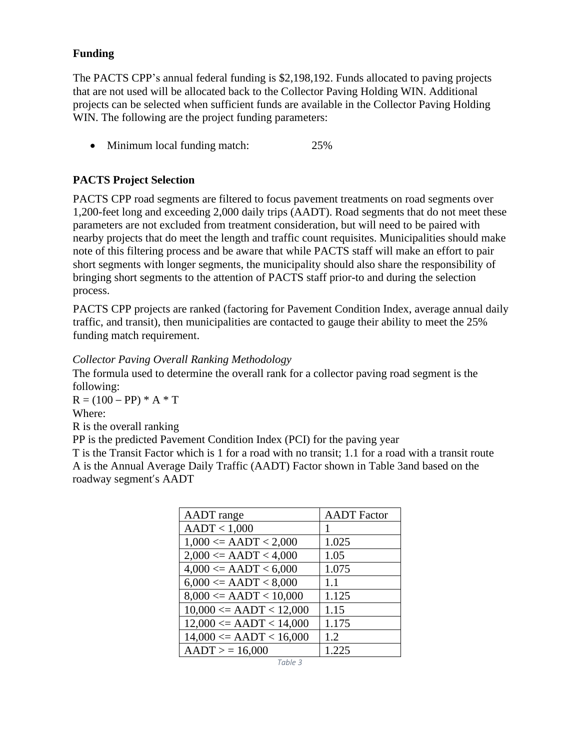## Funding

The PACTS CPP's annual federal funding is $2,198,192. Funds allocated to paving projects that are not used will be allocated back to the Collector Paving Holding WIN. Additional projects can be selected when sufficient funds are available in the Collector Paving Holding WIN. The following are the project funding parameters:

- Minimum local funding match: 25%

## PACTS Project Selection

PACTS CPP road segments are filtered to focus pavement treatments on road segments over 1,200-feet long and exceeding 2,000 daily trips (AADT). Road segments that do not meet these parameters are not excluded from treatment consideration, but will need to be paired with nearby projects that do meet the length and traffic count requisites. Municipalities should make note of this filtering process and be aware that while PACTS staff will make an effort to pair short segments with longer segments, the municipality should also share the responsibility of bringing short segments to the attention of PACTS staff prior-to and during the selection process.

PACTS CPP projects are ranked (factoring for Pavement Condition Index, average annual daily traffic, and transit), then municipalities are contacted to gauge their ability to meet the 25% funding match requirement.

*Collector Paving Overall Ranking Methodology*

The formula used to determine the overall rank for a collector paving road segment is the following:

$R = (100 - PP) * A * T$

Where:

R is the overall ranking

PP is the predicted Pavement Condition Index (PCI) for the paving year

T is the Transit Factor which is 1 for a road with no transit; 1.1 for a road with a transit route

A is the Annual Average Daily Traffic (AADT) Factor shown in Table 3and based on the roadway segment's AADT

| AADT range | AADT Factor |
|---|---|
| AADT < 1,000 | 1 |
| 1,000 <= AADT < 2,000 | 1.025 |
| 2,000 <= AADT < 4,000 | 1.05 |
| 4,000 <= AADT < 6,000 | 1.075 |
| 6,000 <= AADT < 8,000 | 1.1 |
| 8,000 <= AADT < 10,000 | 1.125 |
| 10,000 <= AADT < 12,000 | 1.15 |
| 12,000 <= AADT < 14,000 | 1.175 |
| 14,000 <= AADT < 16,000 | 1.2 |
| AADT > = 16,000 | 1.225 |

Table 3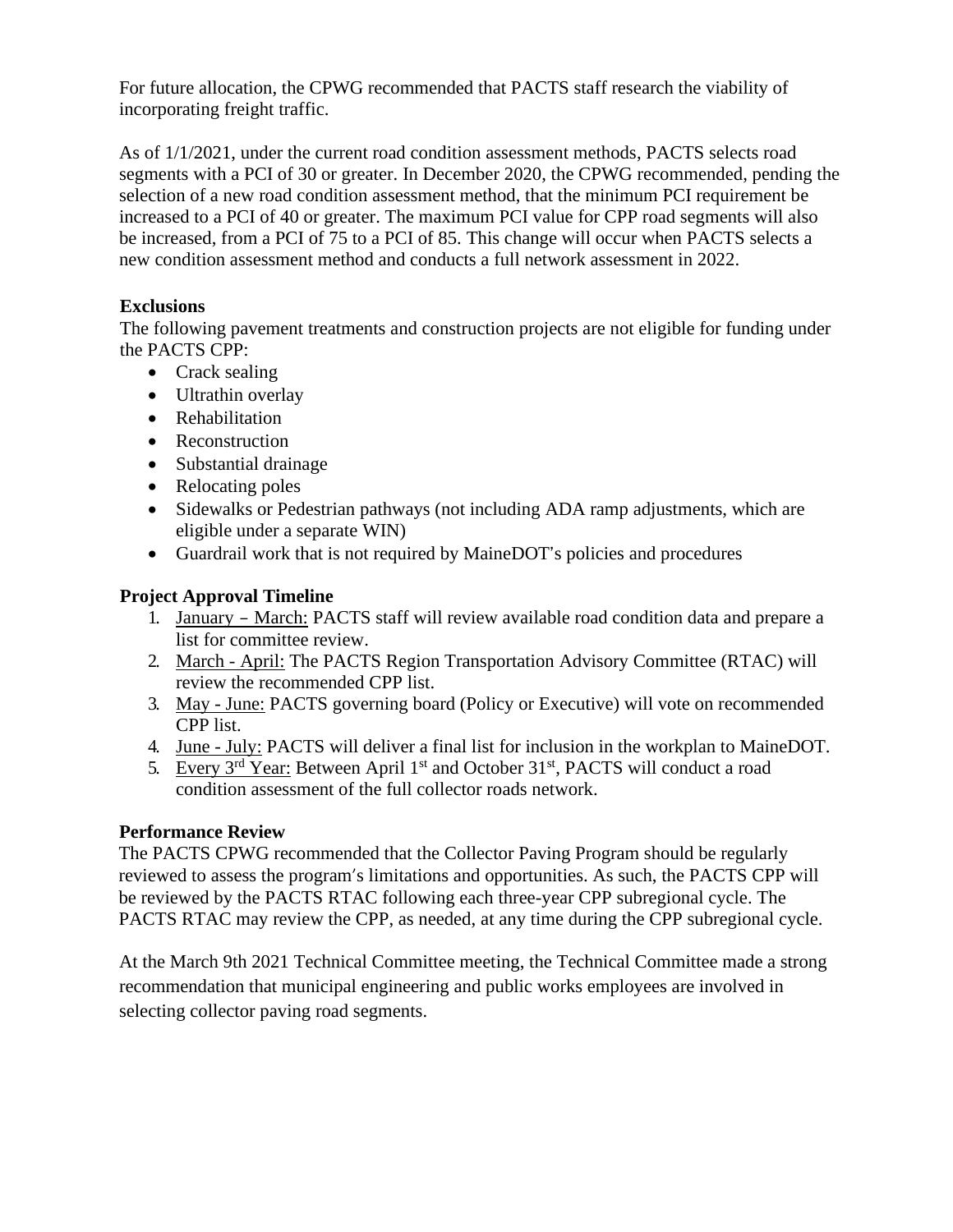For future allocation, the CPWG recommended that PACTS staff research the viability of incorporating freight traffic.

As of 1/1/2021, under the current road condition assessment methods, PACTS selects road segments with a PCI of 30 or greater. In December 2020, the CPWG recommended, pending the selection of a new road condition assessment method, that the minimum PCI requirement be increased to a PCI of 40 or greater. The maximum PCI value for CPP road segments will also be increased, from a PCI of 75 to a PCI of 85. This change will occur when PACTS selects a new condition assessment method and conducts a full network assessment in 2022.

**Exclusions**

The following pavement treatments and construction projects are not eligible for funding under the PACTS CPP:

- Crack sealing
- Ultrathin overlay
- Rehabilitation
- Reconstruction
- Substantial drainage
- Relocating poles
- Sidewalks or Pedestrian pathways (not including ADA ramp adjustments, which are eligible under a separate WIN)
- Guardrail work that is not required by MaineDOT's policies and procedures

**Project Approval Timeline**

1. <u>January – March:</u> PACTS staff will review available road condition data and prepare a list for committee review.
2. <u>March - April:</u> The PACTS Region Transportation Advisory Committee (RTAC) will review the recommended CPP list.
3. <u>May - June:</u> PACTS governing board (Policy or Executive) will vote on recommended CPP list.
4. <u>June - July:</u> PACTS will deliver a final list for inclusion in the workplan to MaineDOT.
5. <u>Every 3rd Year:</u> Between April 1st and October 31st, PACTS will conduct a road condition assessment of the full collector roads network.

**Performance Review**

The PACTS CPWG recommended that the Collector Paving Program should be regularly reviewed to assess the program's limitations and opportunities. As such, the PACTS CPP will be reviewed by the PACTS RTAC following each three-year CPP subregional cycle. The PACTS RTAC may review the CPP, as needed, at any time during the CPP subregional cycle.

At the March 9th 2021 Technical Committee meeting, the Technical Committee made a strong recommendation that municipal engineering and public works employees are involved in selecting collector paving road segments.